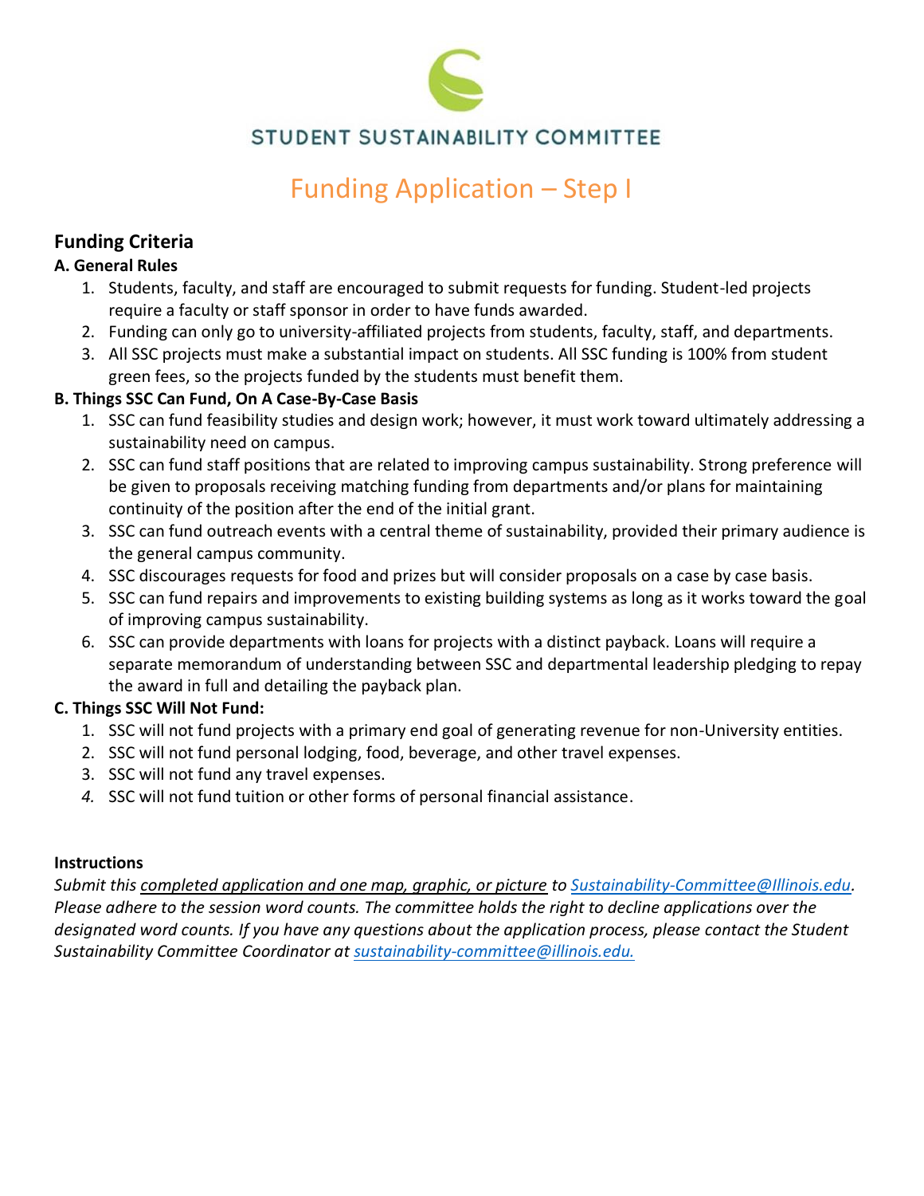STUDENT SUSTAINABILITY COMMITTEE

# Funding Application – Step I

## Funding Criteria

**A. General Rules**

1. Students, faculty, and staff are encouraged to submit requests for funding. Student-led projects require a faculty or staff sponsor in order to have funds awarded.
2. Funding can only go to university-affiliated projects from students, faculty, staff, and departments.
3. All SSC projects must make a substantial impact on students. All SSC funding is 100% from student green fees, so the projects funded by the students must benefit them.

**B. Things SSC Can Fund, On A Case-By-Case Basis**

1. SSC can fund feasibility studies and design work; however, it must work toward ultimately addressing a sustainability need on campus.
2. SSC can fund staff positions that are related to improving campus sustainability. Strong preference will be given to proposals receiving matching funding from departments and/or plans for maintaining continuity of the position after the end of the initial grant.
3. SSC can fund outreach events with a central theme of sustainability, provided their primary audience is the general campus community.
4. SSC discourages requests for food and prizes but will consider proposals on a case by case basis.
5. SSC can fund repairs and improvements to existing building systems as long as it works toward the goal of improving campus sustainability.
6. SSC can provide departments with loans for projects with a distinct payback. Loans will require a separate memorandum of understanding between SSC and departmental leadership pledging to repay the award in full and detailing the payback plan.

**C. Things SSC Will Not Fund:**

1. SSC will not fund projects with a primary end goal of generating revenue for non-University entities.
2. SSC will not fund personal lodging, food, beverage, and other travel expenses.
3. SSC will not fund any travel expenses.
4. SSC will not fund tuition or other forms of personal financial assistance.

**Instructions**

*Submit this completed application and one map, graphic, or picture to [Sustainability-Committee@Illinois.edu](mailto:Sustainability-Committee@Illinois.edu). Please adhere to the session word counts. The committee holds the right to decline applications over the designated word counts. If you have any questions about the application process, please contact the Student Sustainability Committee Coordinator at [sustainability-committee@illinois.edu.](mailto:sustainability-committee@illinois.edu)*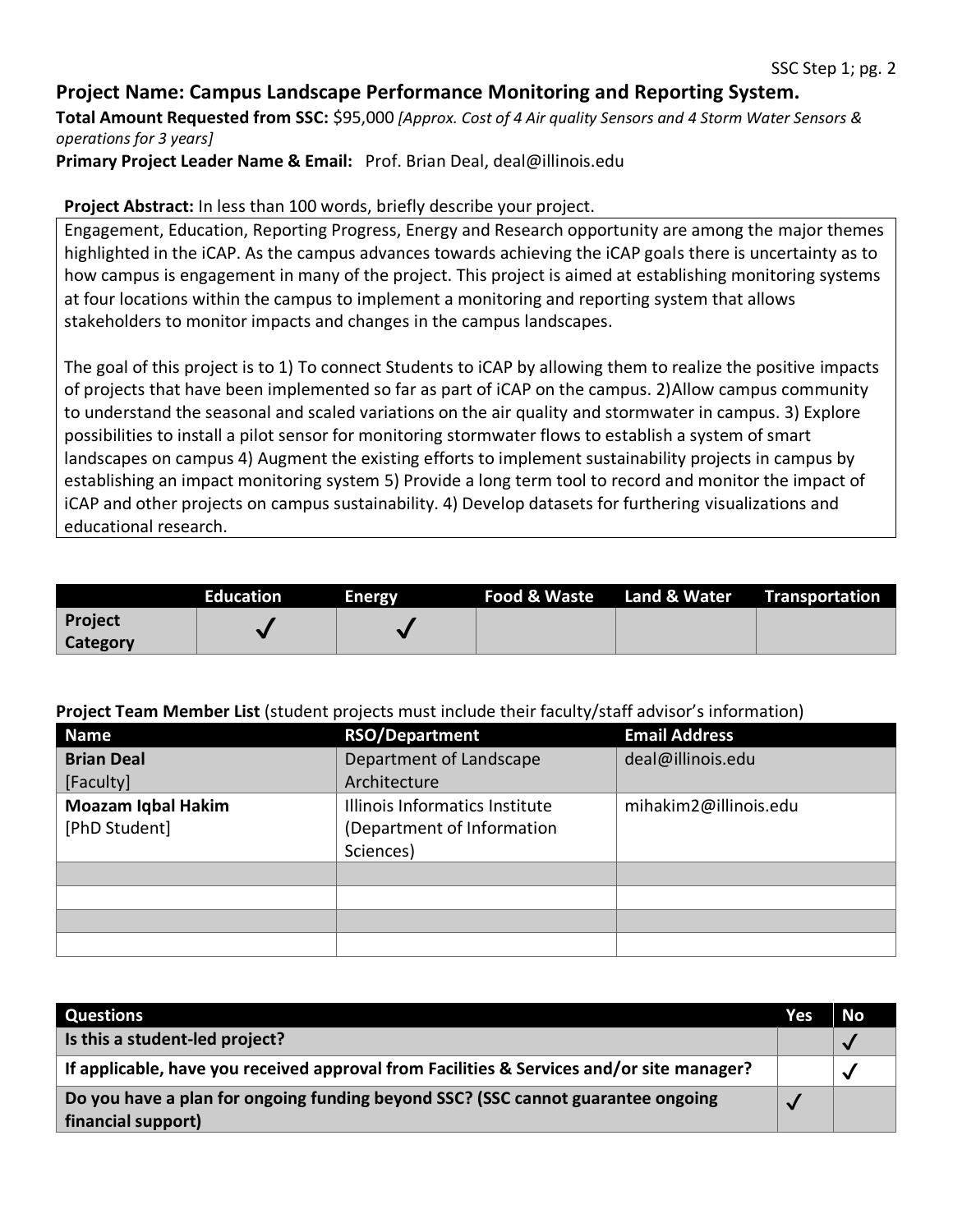## Project Name: Campus Landscape Performance Monitoring and Reporting System.

**Total Amount Requested from SSC:** $95,000 *[Approx. Cost of 4 Air quality Sensors and 4 Storm Water Sensors & operations for 3 years]*

**Primary Project Leader Name & Email:** Prof. Brian Deal, deal@illinois.edu

**Project Abstract:** In less than 100 words, briefly describe your project.

Engagement, Education, Reporting Progress, Energy and Research opportunity are among the major themes highlighted in the iCAP. As the campus advances towards achieving the iCAP goals there is uncertainty as to how campus is engagement in many of the project. This project is aimed at establishing monitoring systems at four locations within the campus to implement a monitoring and reporting system that allows stakeholders to monitor impacts and changes in the campus landscapes.

The goal of this project is to 1) To connect Students to iCAP by allowing them to realize the positive impacts of projects that have been implemented so far as part of iCAP on the campus. 2)Allow campus community to understand the seasonal and scaled variations on the air quality and stormwater in campus. 3) Explore possibilities to install a pilot sensor for monitoring stormwater flows to establish a system of smart landscapes on campus 4) Augment the existing efforts to implement sustainability projects in campus by establishing an impact monitoring system 5) Provide a long term tool to record and monitor the impact of iCAP and other projects on campus sustainability. 4) Develop datasets for furthering visualizations and educational research.

| | Education | Energy | Food & Waste | Land & Water | Transportation |
|---|---|---|---|---|---|
| **Project Category** | ✓ | ✓ | | | |

**Project Team Member List** (student projects must include their faculty/staff advisor's information)

| Name | RSO/Department | Email Address |
|---|---|---|
| **Brian Deal** [Faculty] | Department of Landscape Architecture | deal@illinois.edu |
| **Moazam Iqbal Hakim** [PhD Student] | Illinois Informatics Institute (Department of Information Sciences) | mihakim2@illinois.edu |
| | | |
| | | |
| | | |
| | | |

| Questions | Yes | No |
|---|---|---|
| **Is this a student-led project?** | | ✓ |
| **If applicable, have you received approval from Facilities & Services and/or site manager?** | | ✓ |
| **Do you have a plan for ongoing funding beyond SSC? (SSC cannot guarantee ongoing financial support)** | ✓ | |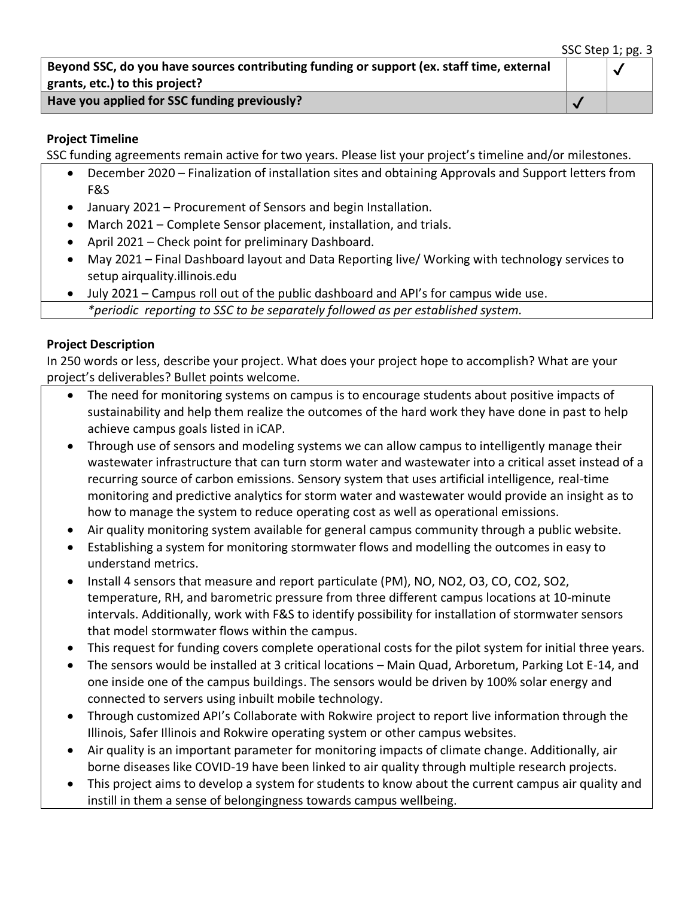| | | |
|---|---|---|
| **Beyond SSC, do you have sources contributing funding or support (ex. staff time, external grants, etc.) to this project?** | | ✓ |
| **Have you applied for SSC funding previously?** | ✓ | |

**Project Timeline**

SSC funding agreements remain active for two years. Please list your project's timeline and/or milestones.

- December 2020 – Finalization of installation sites and obtaining Approvals and Support letters from F&S
- January 2021 – Procurement of Sensors and begin Installation.
- March 2021 – Complete Sensor placement, installation, and trials.
- April 2021 – Check point for preliminary Dashboard.
- May 2021 – Final Dashboard layout and Data Reporting live/ Working with technology services to setup airquality.illinois.edu
- July 2021 – Campus roll out of the public dashboard and API's for campus wide use.

*\*periodic reporting to SSC to be separately followed as per established system.*

**Project Description**

In 250 words or less, describe your project. What does your project hope to accomplish? What are your project's deliverables? Bullet points welcome.

- The need for monitoring systems on campus is to encourage students about positive impacts of sustainability and help them realize the outcomes of the hard work they have done in past to help achieve campus goals listed in iCAP.
- Through use of sensors and modeling systems we can allow campus to intelligently manage their wastewater infrastructure that can turn storm water and wastewater into a critical asset instead of a recurring source of carbon emissions. Sensory system that uses artificial intelligence, real-time monitoring and predictive analytics for storm water and wastewater would provide an insight as to how to manage the system to reduce operating cost as well as operational emissions.
- Air quality monitoring system available for general campus community through a public website.
- Establishing a system for monitoring stormwater flows and modelling the outcomes in easy to understand metrics.
- Install 4 sensors that measure and report particulate (PM), NO, $NO_2$, $O_3$, CO, $CO_2$, $SO_2$, temperature, RH, and barometric pressure from three different campus locations at 10-minute intervals. Additionally, work with F&S to identify possibility for installation of stormwater sensors that model stormwater flows within the campus.
- This request for funding covers complete operational costs for the pilot system for initial three years.
- The sensors would be installed at 3 critical locations – Main Quad, Arboretum, Parking Lot E-14, and one inside one of the campus buildings. The sensors would be driven by 100% solar energy and connected to servers using inbuilt mobile technology.
- Through customized API's Collaborate with Rokwire project to report live information through the Illinois, Safer Illinois and Rokwire operating system or other campus websites.
- Air quality is an important parameter for monitoring impacts of climate change. Additionally, air borne diseases like COVID-19 have been linked to air quality through multiple research projects.
- This project aims to develop a system for students to know about the current campus air quality and instill in them a sense of belongingness towards campus wellbeing.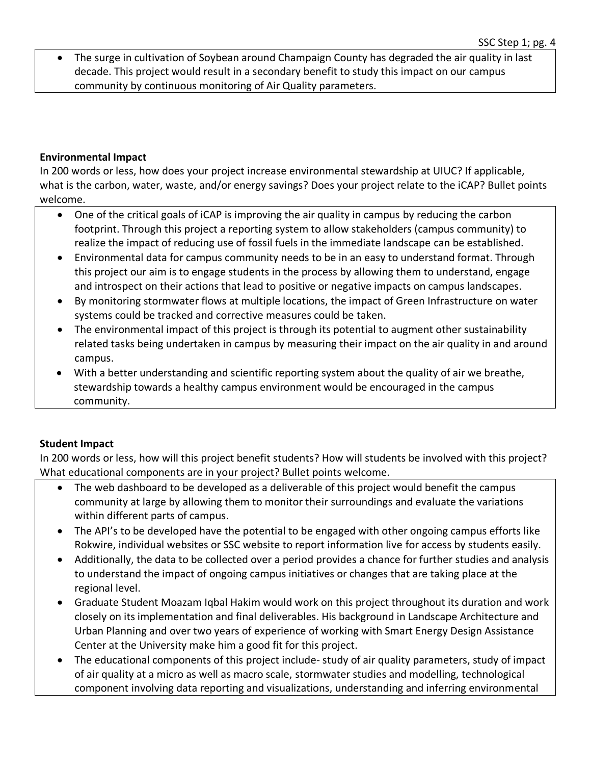- The surge in cultivation of Soybean around Champaign County has degraded the air quality in last decade. This project would result in a secondary benefit to study this impact on our campus community by continuous monitoring of Air Quality parameters.

**Environmental Impact**

In 200 words or less, how does your project increase environmental stewardship at UIUC? If applicable, what is the carbon, water, waste, and/or energy savings? Does your project relate to the iCAP? Bullet points welcome.

- One of the critical goals of iCAP is improving the air quality in campus by reducing the carbon footprint. Through this project a reporting system to allow stakeholders (campus community) to realize the impact of reducing use of fossil fuels in the immediate landscape can be established.
- Environmental data for campus community needs to be in an easy to understand format. Through this project our aim is to engage students in the process by allowing them to understand, engage and introspect on their actions that lead to positive or negative impacts on campus landscapes.
- By monitoring stormwater flows at multiple locations, the impact of Green Infrastructure on water systems could be tracked and corrective measures could be taken.
- The environmental impact of this project is through its potential to augment other sustainability related tasks being undertaken in campus by measuring their impact on the air quality in and around campus.
- With a better understanding and scientific reporting system about the quality of air we breathe, stewardship towards a healthy campus environment would be encouraged in the campus community.

**Student Impact**

In 200 words or less, how will this project benefit students? How will students be involved with this project? What educational components are in your project? Bullet points welcome.

- The web dashboard to be developed as a deliverable of this project would benefit the campus community at large by allowing them to monitor their surroundings and evaluate the variations within different parts of campus.
- The API's to be developed have the potential to be engaged with other ongoing campus efforts like Rokwire, individual websites or SSC website to report information live for access by students easily.
- Additionally, the data to be collected over a period provides a chance for further studies and analysis to understand the impact of ongoing campus initiatives or changes that are taking place at the regional level.
- Graduate Student Moazam Iqbal Hakim would work on this project throughout its duration and work closely on its implementation and final deliverables. His background in Landscape Architecture and Urban Planning and over two years of experience of working with Smart Energy Design Assistance Center at the University make him a good fit for this project.
- The educational components of this project include- study of air quality parameters, study of impact of air quality at a micro as well as macro scale, stormwater studies and modelling, technological component involving data reporting and visualizations, understanding and inferring environmental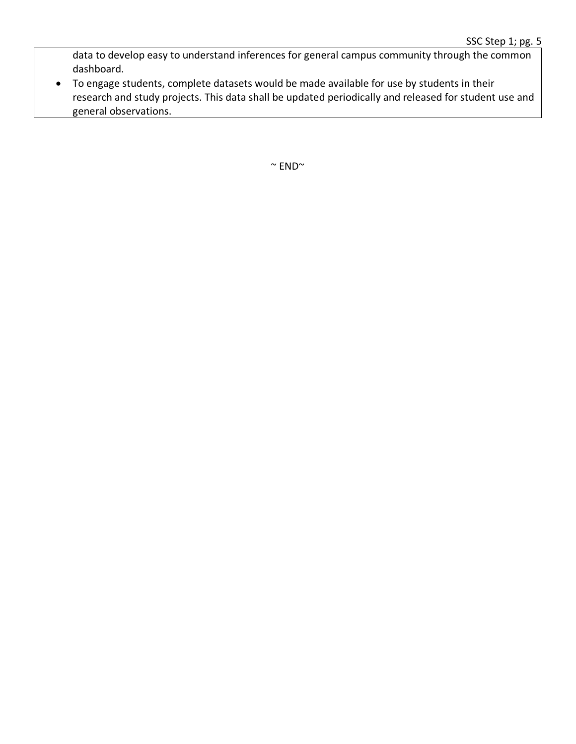data to develop easy to understand inferences for general campus community through the common dashboard.

- To engage students, complete datasets would be made available for use by students in their research and study projects. This data shall be updated periodically and released for student use and general observations.

~ END~